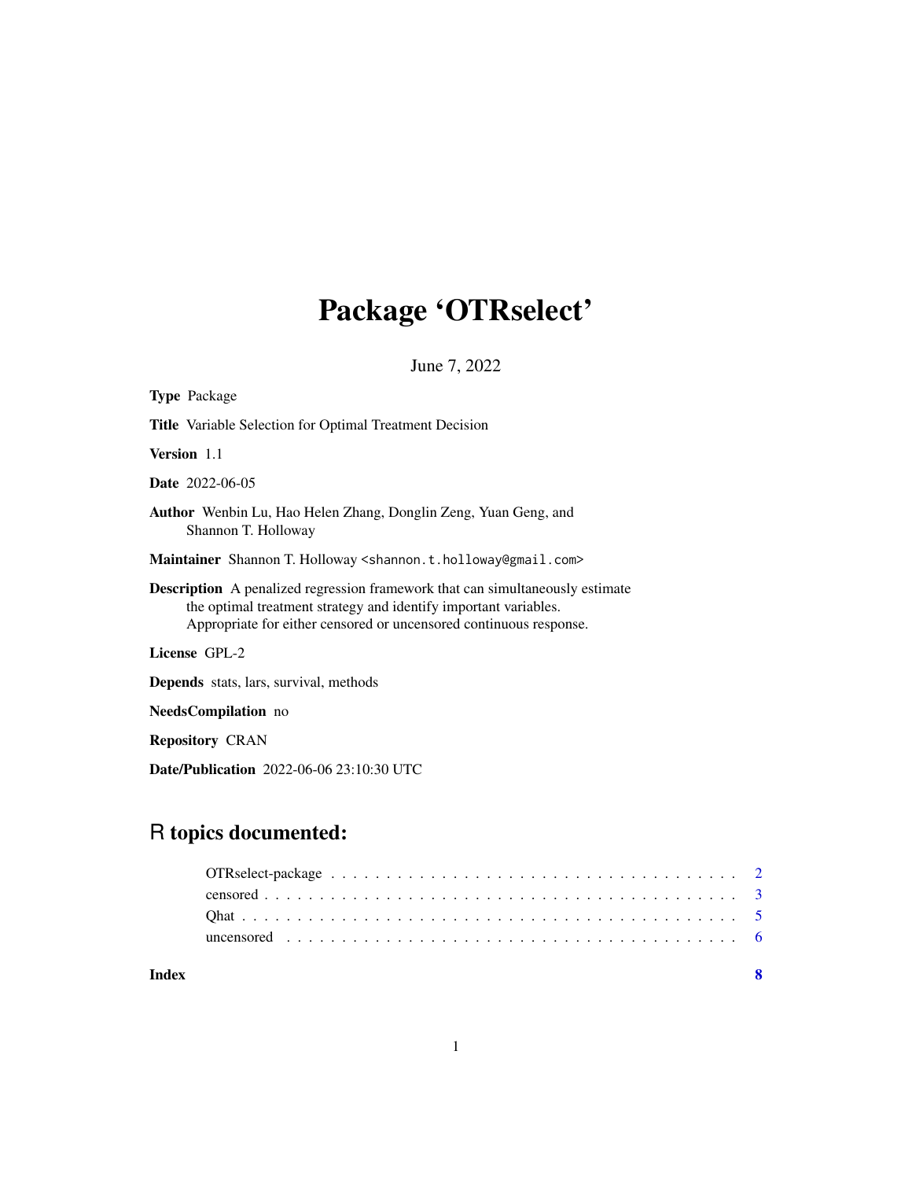# Package 'OTRselect'

June 7, 2022

**Type** Package

**Title** Variable Selection for Optimal Treatment Decision

**Version** 1.1

**Date** 2022-06-05

**Author** Wenbin Lu, Hao Helen Zhang, Donglin Zeng, Yuan Geng, and Shannon T. Holloway

**Maintainer** Shannon T. Holloway <shannon.t.holloway@gmail.com>

**Description** A penalized regression framework that can simultaneously estimate the optimal treatment strategy and identify important variables. Appropriate for either censored or uncensored continuous response.

**License** GPL-2

**Depends** stats, lars, survival, methods

**NeedsCompilation** no

**Repository** CRAN

**Date/Publication** 2022-06-06 23:10:30 UTC

## R topics documented:

- OTRselect-package . . . . . . . . . . . . . . . . . . . . . . . . . . . . . . . . . . . 2
- censored . . . . . . . . . . . . . . . . . . . . . . . . . . . . . . . . . . . . . . . . 3
- Qhat . . . . . . . . . . . . . . . . . . . . . . . . . . . . . . . . . . . . . . . . . . 5
- uncensored . . . . . . . . . . . . . . . . . . . . . . . . . . . . . . . . . . . . . . . 6

**Index** 8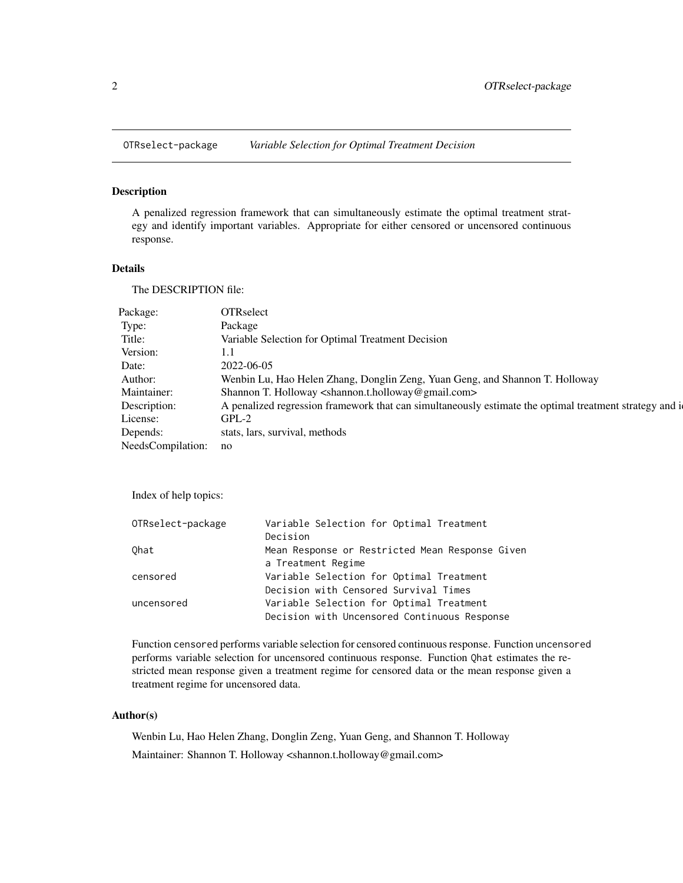## OTRselect-package — *Variable Selection for Optimal Treatment Decision*

### Description

A penalized regression framework that can simultaneously estimate the optimal treatment strategy and identify important variables. Appropriate for either censored or uncensored continuous response.

### Details

The DESCRIPTION file:

| | |
|---|---|
| Package: | OTRselect |
| Type: | Package |
| Title: | Variable Selection for Optimal Treatment Decision |
| Version: | 1.1 |
| Date: | 2022-06-05 |
| Author: | Wenbin Lu, Hao Helen Zhang, Donglin Zeng, Yuan Geng, and Shannon T. Holloway |
| Maintainer: | Shannon T. Holloway <shannon.t.holloway@gmail.com> |
| Description: | A penalized regression framework that can simultaneously estimate the optimal treatment strategy and i |
| License: | GPL-2 |
| Depends: | stats, lars, survival, methods |
| NeedsCompilation: | no |

Index of help topics:

```
OTRselect-package       Variable Selection for Optimal Treatment
                        Decision
Qhat                    Mean Response or Restricted Mean Response Given
                        a Treatment Regime
censored                Variable Selection for Optimal Treatment
                        Decision with Censored Survival Times
uncensored              Variable Selection for Optimal Treatment
                        Decision with Uncensored Continuous Response
```

Function `censored` performs variable selection for censored continuous response. Function `uncensored` performs variable selection for uncensored continuous response. Function `Qhat` estimates the restricted mean response given a treatment regime for censored data or the mean response given a treatment regime for uncensored data.

### Author(s)

Wenbin Lu, Hao Helen Zhang, Donglin Zeng, Yuan Geng, and Shannon T. Holloway

Maintainer: Shannon T. Holloway <shannon.t.holloway@gmail.com>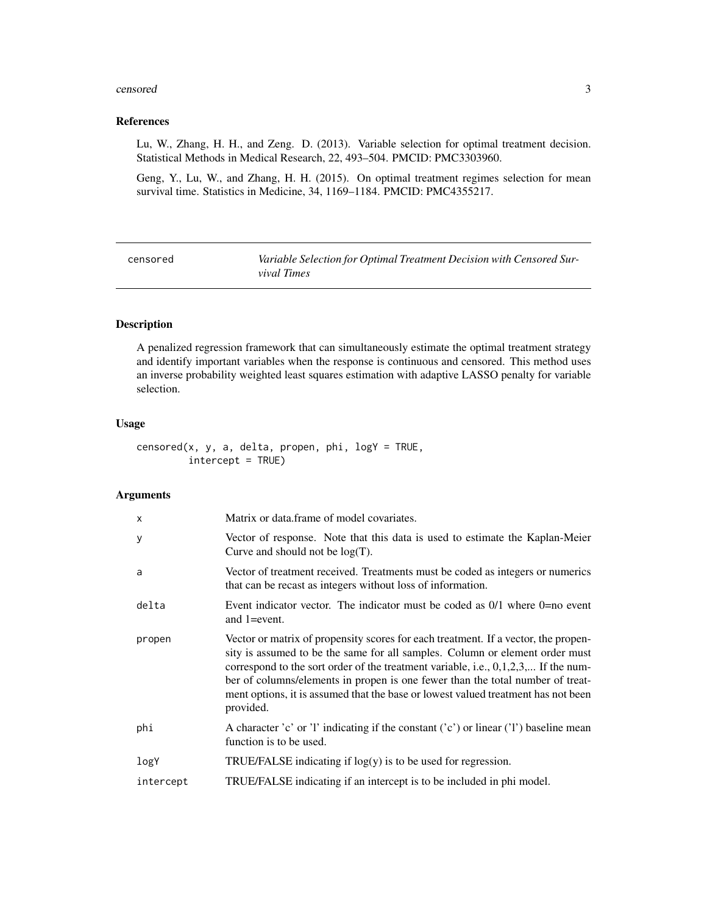## References

Lu, W., Zhang, H. H., and Zeng. D. (2013). Variable selection for optimal treatment decision. Statistical Methods in Medical Research, 22, 493–504. PMCID: PMC3303960.

Geng, Y., Lu, W., and Zhang, H. H. (2015). On optimal treatment regimes selection for mean survival time. Statistics in Medicine, 34, 1169–1184. PMCID: PMC4355217.

---

`censored` *Variable Selection for Optimal Treatment Decision with Censored Survival Times*

---

## Description

A penalized regression framework that can simultaneously estimate the optimal treatment strategy and identify important variables when the response is continuous and censored. This method uses an inverse probability weighted least squares estimation with adaptive LASSO penalty for variable selection.

## Usage

```
censored(x, y, a, delta, propen, phi, logY = TRUE,
         intercept = TRUE)
```

## Arguments

| | |
|---|---|
| x | Matrix or data.frame of model covariates. |
| y | Vector of response. Note that this data is used to estimate the Kaplan-Meier Curve and should not be log(T). |
| a | Vector of treatment received. Treatments must be coded as integers or numerics that can be recast as integers without loss of information. |
| delta | Event indicator vector. The indicator must be coded as 0/1 where 0=no event and 1=event. |
| propen | Vector or matrix of propensity scores for each treatment. If a vector, the propensity is assumed to be the same for all samples. Column or element order must correspond to the sort order of the treatment variable, i.e., 0,1,2,3,... If the number of columns/elements in propen is one fewer than the total number of treatment options, it is assumed that the base or lowest valued treatment has not been provided. |
| phi | A character 'c' or 'l' indicating if the constant ('c') or linear ('l') baseline mean function is to be used. |
| logY | TRUE/FALSE indicating if log(y) is to be used for regression. |
| intercept | TRUE/FALSE indicating if an intercept is to be included in phi model. |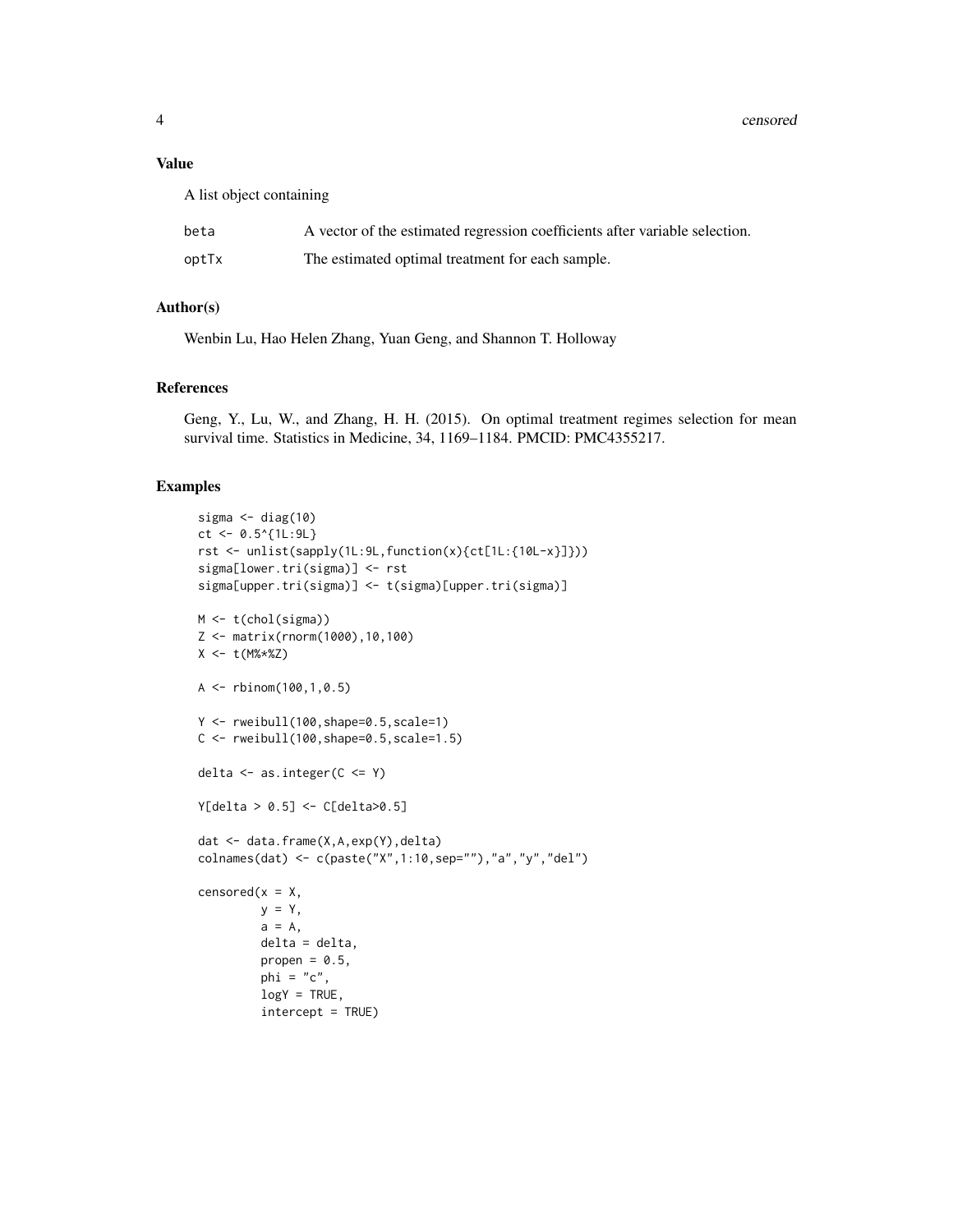## Value

A list object containing

| | |
|---|---|
| beta | A vector of the estimated regression coefficients after variable selection. |
| optTx | The estimated optimal treatment for each sample. |

## Author(s)

Wenbin Lu, Hao Helen Zhang, Yuan Geng, and Shannon T. Holloway

## References

Geng, Y., Lu, W., and Zhang, H. H. (2015). On optimal treatment regimes selection for mean survival time. Statistics in Medicine, 34, 1169–1184. PMCID: PMC4355217.

## Examples

```
sigma <- diag(10)
ct <- 0.5^{1L:9L}
rst <- unlist(sapply(1L:9L,function(x){ct[1L:{10L-x}]}))
sigma[lower.tri(sigma)] <- rst
sigma[upper.tri(sigma)] <- t(sigma)[upper.tri(sigma)]

M <- t(chol(sigma))
Z <- matrix(rnorm(1000),10,100)
X <- t(M%*%Z)

A <- rbinom(100,1,0.5)

Y <- rweibull(100,shape=0.5,scale=1)
C <- rweibull(100,shape=0.5,scale=1.5)

delta <- as.integer(C <= Y)

Y[delta > 0.5] <- C[delta>0.5]

dat <- data.frame(X,A,exp(Y),delta)
colnames(dat) <- c(paste("X",1:10,sep=""),"a","y","del")

censored(x = X,
         y = Y,
         a = A,
         delta = delta,
         propen = 0.5,
         phi = "c",
         logY = TRUE,
         intercept = TRUE)
```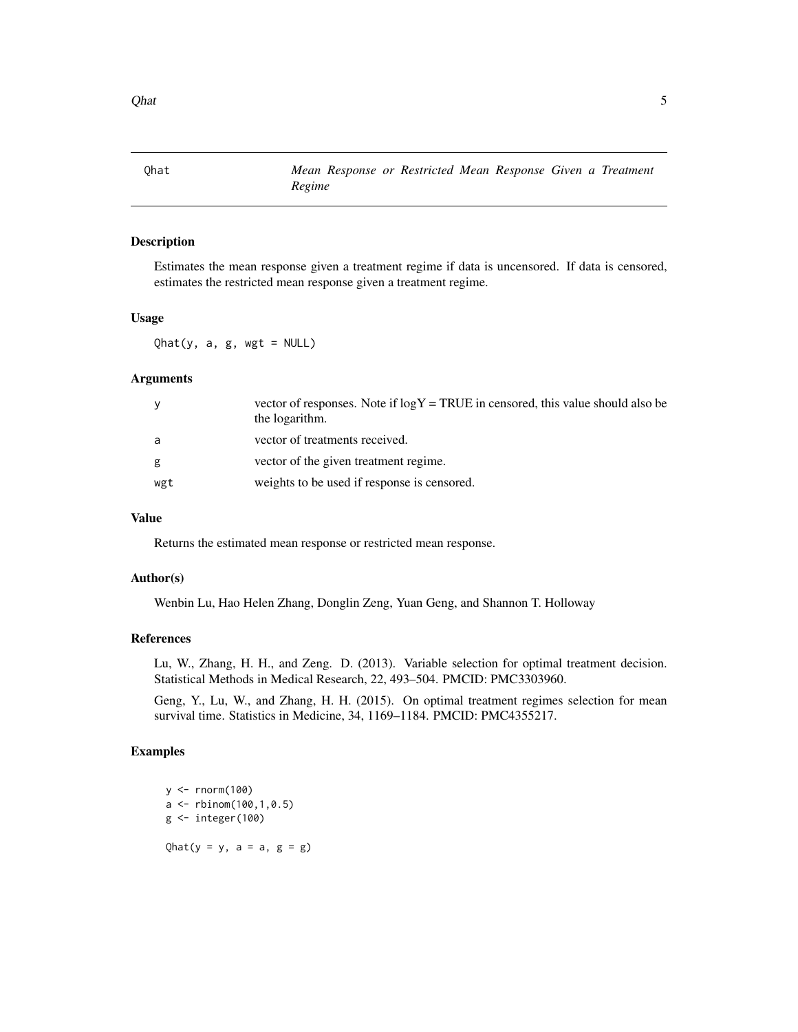Qhat — *Mean Response or Restricted Mean Response Given a Treatment Regime*

## Description

Estimates the mean response given a treatment regime if data is uncensored. If data is censored, estimates the restricted mean response given a treatment regime.

## Usage

```
Qhat(y, a, g, wgt = NULL)
```

## Arguments

| | |
|---|---|
| `y` | vector of responses. Note if logY = TRUE in censored, this value should also be the logarithm. |
| `a` | vector of treatments received. |
| `g` | vector of the given treatment regime. |
| `wgt` | weights to be used if response is censored. |

## Value

Returns the estimated mean response or restricted mean response.

## Author(s)

Wenbin Lu, Hao Helen Zhang, Donglin Zeng, Yuan Geng, and Shannon T. Holloway

## References

Lu, W., Zhang, H. H., and Zeng. D. (2013). Variable selection for optimal treatment decision. Statistical Methods in Medical Research, 22, 493–504. PMCID: PMC3303960.

Geng, Y., Lu, W., and Zhang, H. H. (2015). On optimal treatment regimes selection for mean survival time. Statistics in Medicine, 34, 1169–1184. PMCID: PMC4355217.

## Examples

```
y <- rnorm(100)
a <- rbinom(100,1,0.5)
g <- integer(100)

Qhat(y = y, a = a, g = g)
```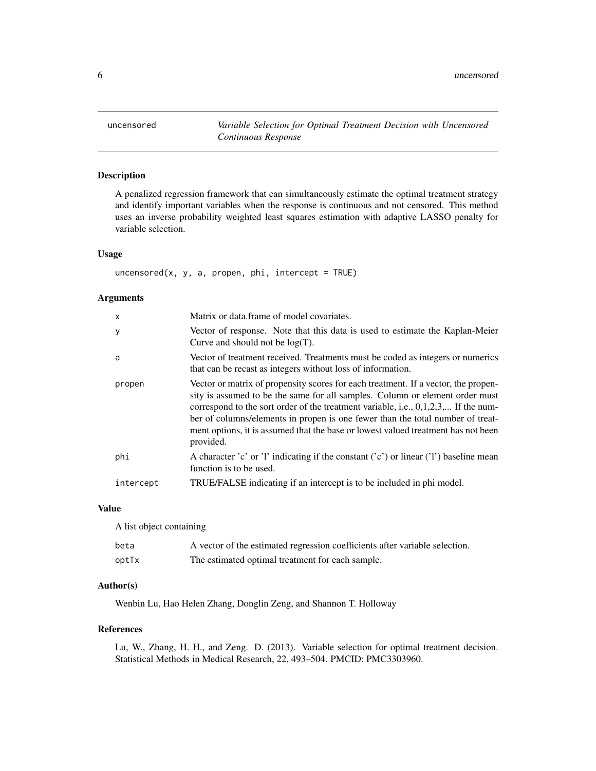# uncensored — *Variable Selection for Optimal Treatment Decision with Uncensored Continuous Response*

## Description

A penalized regression framework that can simultaneously estimate the optimal treatment strategy and identify important variables when the response is continuous and not censored. This method uses an inverse probability weighted least squares estimation with adaptive LASSO penalty for variable selection.

## Usage

```
uncensored(x, y, a, propen, phi, intercept = TRUE)
```

## Arguments

| | |
|---|---|
| x | Matrix or data.frame of model covariates. |
| y | Vector of response. Note that this data is used to estimate the Kaplan-Meier Curve and should not be log(T). |
| a | Vector of treatment received. Treatments must be coded as integers or numerics that can be recast as integers without loss of information. |
| propen | Vector or matrix of propensity scores for each treatment. If a vector, the propensity is assumed to be the same for all samples. Column or element order must correspond to the sort order of the treatment variable, i.e., 0,1,2,3,... If the number of columns/elements in propen is one fewer than the total number of treatment options, it is assumed that the base or lowest valued treatment has not been provided. |
| phi | A character 'c' or 'l' indicating if the constant ('c') or linear ('l') baseline mean function is to be used. |
| intercept | TRUE/FALSE indicating if an intercept is to be included in phi model. |

## Value

A list object containing

| | |
|---|---|
| beta | A vector of the estimated regression coefficients after variable selection. |
| optTx | The estimated optimal treatment for each sample. |

## Author(s)

Wenbin Lu, Hao Helen Zhang, Donglin Zeng, and Shannon T. Holloway

## References

Lu, W., Zhang, H. H., and Zeng. D. (2013). Variable selection for optimal treatment decision. Statistical Methods in Medical Research, 22, 493–504. PMCID: PMC3303960.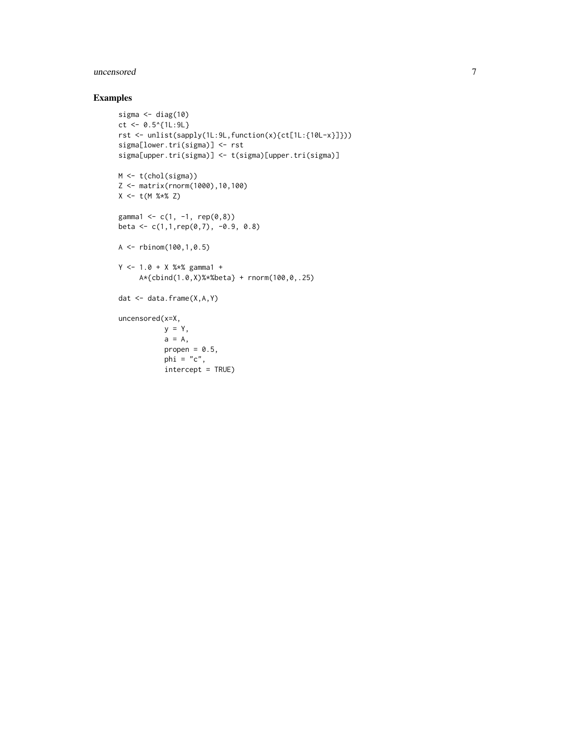## Examples

```
sigma <- diag(10)
ct <- 0.5^{1L:9L}
rst <- unlist(sapply(1L:9L,function(x){ct[1L:{10L-x}]}))
sigma[lower.tri(sigma)] <- rst
sigma[upper.tri(sigma)] <- t(sigma)[upper.tri(sigma)]

M <- t(chol(sigma))
Z <- matrix(rnorm(1000),10,100)
X <- t(M %*% Z)

gamma1 <- c(1, -1, rep(0,8))
beta <- c(1,1,rep(0,7), -0.9, 0.8)

A <- rbinom(100,1,0.5)

Y <- 1.0 + X %*% gamma1 +
     A*{cbind(1.0,X)%*%beta} + rnorm(100,0,.25)

dat <- data.frame(X,A,Y)

uncensored(x=X,
           y = Y,
           a = A,
           propen = 0.5,
           phi = "c",
           intercept = TRUE)
```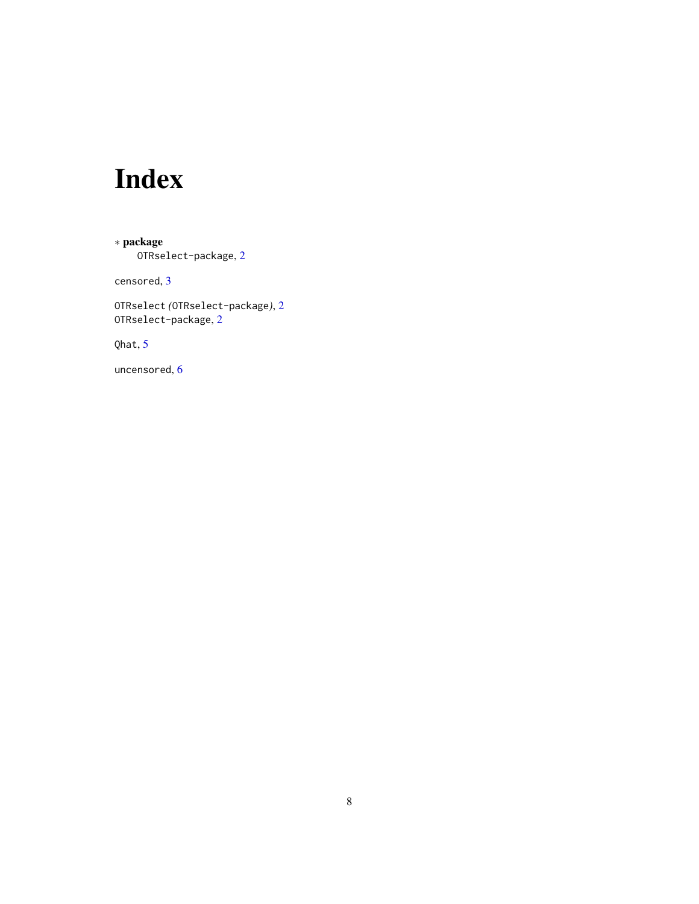# Index

∗ **package**
    `OTRselect-package`, 2

`censored`, 3

`OTRselect` *(*`OTRselect-package`*)*, 2
`OTRselect-package`, 2

`Qhat`, 5

`uncensored`, 6